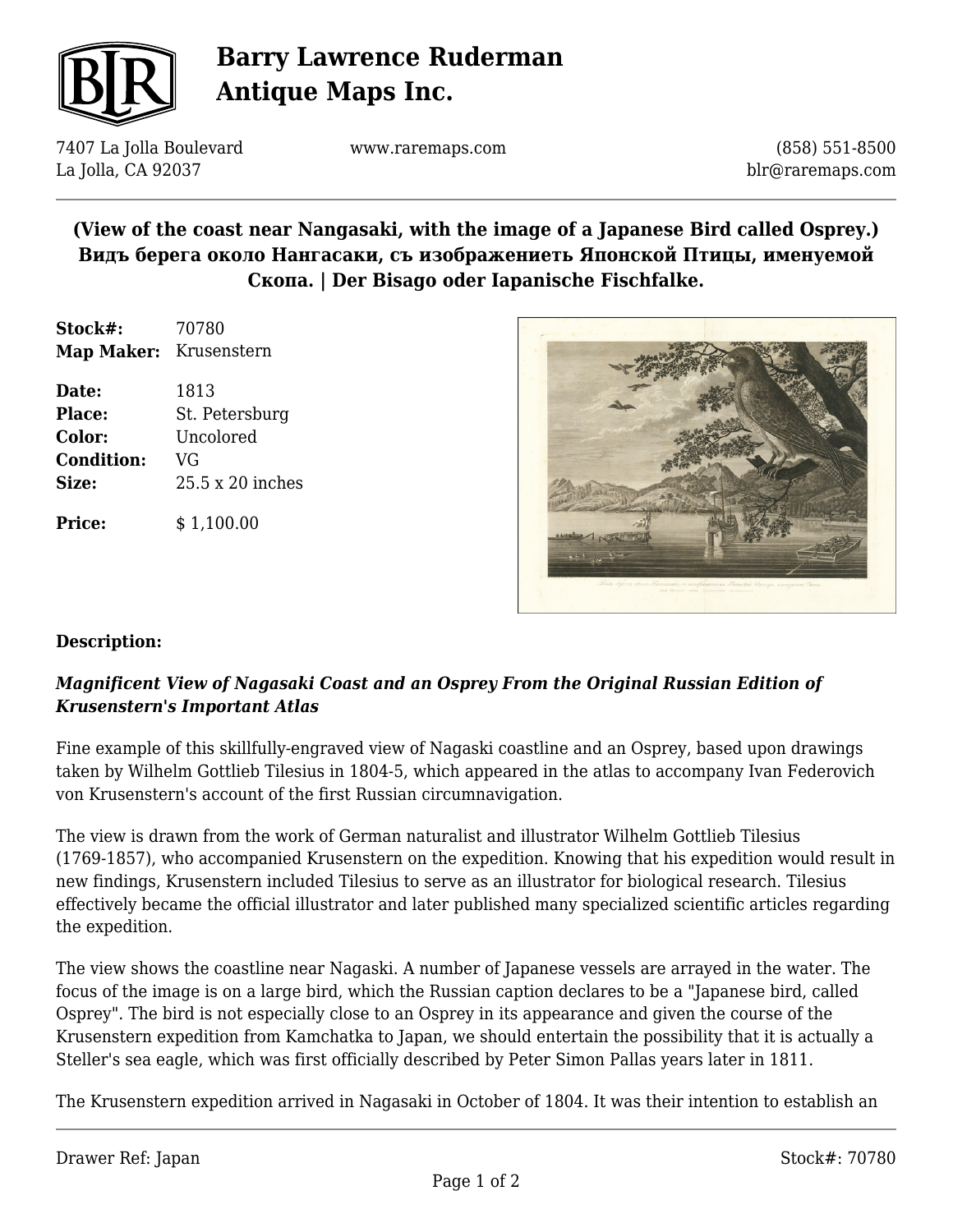# Barry Lawrence Ruderman Antique Maps Inc.

7407 La Jolla Boulevard
La Jolla, CA 92037

www.raremaps.com

(858) 551-8500
blr@raremaps.com

## (View of the coast near Nangasaki, with the image of a Japanese Bird called Osprey.) Видъ берега около Нангасаки, съ изображениеть Японской Птицы, именуемой Скопа. | Der Bisago oder Iapanische Fischfalke.

**Stock#:** 70780
**Map Maker:** Krusenstern

**Date:** 1813
**Place:** St. Petersburg
**Color:** Uncolored
**Condition:** VG
**Size:** 25.5 x 20 inches

**Price:** $ 1,100.00

**Description:**

***Magnificent View of Nagasaki Coast and an Osprey From the Original Russian Edition of Krusenstern's Important Atlas***

Fine example of this skillfully-engraved view of Nagaski coastline and an Osprey, based upon drawings taken by Wilhelm Gottlieb Tilesius in 1804-5, which appeared in the atlas to accompany Ivan Federovich von Krusenstern's account of the first Russian circumnavigation.

The view is drawn from the work of German naturalist and illustrator Wilhelm Gottlieb Tilesius (1769-1857), who accompanied Krusenstern on the expedition. Knowing that his expedition would result in new findings, Krusenstern included Tilesius to serve as an illustrator for biological research. Tilesius effectively became the official illustrator and later published many specialized scientific articles regarding the expedition.

The view shows the coastline near Nagaski. A number of Japanese vessels are arrayed in the water. The focus of the image is on a large bird, which the Russian caption declares to be a "Japanese bird, called Osprey". The bird is not especially close to an Osprey in its appearance and given the course of the Krusenstern expedition from Kamchatka to Japan, we should entertain the possibility that it is actually a Steller's sea eagle, which was first officially described by Peter Simon Pallas years later in 1811.

The Krusenstern expedition arrived in Nagasaki in October of 1804. It was their intention to establish an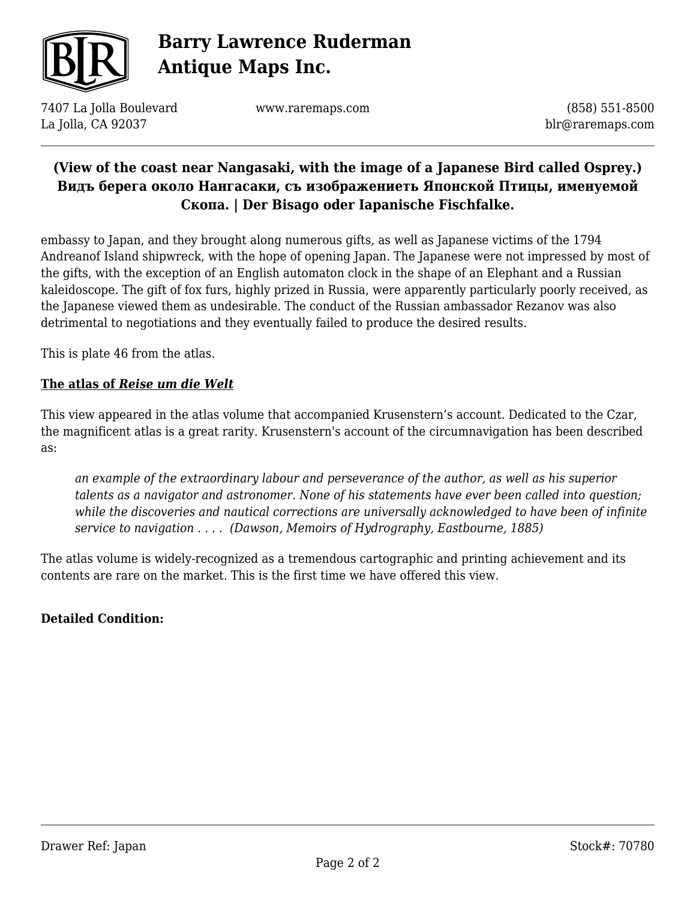embassy to Japan, and they brought along numerous gifts, as well as Japanese victims of the 1794 Andreanof Island shipwreck, with the hope of opening Japan. The Japanese were not impressed by most of the gifts, with the exception of an English automaton clock in the shape of an Elephant and a Russian kaleidoscope. The gift of fox furs, highly prized in Russia, were apparently particularly poorly received, as the Japanese viewed them as undesirable. The conduct of the Russian ambassador Rezanov was also detrimental to negotiations and they eventually failed to produce the desired results.

This is plate 46 from the atlas.

**The atlas of *Reise um die Welt***

This view appeared in the atlas volume that accompanied Krusenstern's account. Dedicated to the Czar, the magnificent atlas is a great rarity. Krusenstern's account of the circumnavigation has been described as:

> *an example of the extraordinary labour and perseverance of the author, as well as his superior talents as a navigator and astronomer. None of his statements have ever been called into question; while the discoveries and nautical corrections are universally acknowledged to have been of infinite service to navigation . . . . (Dawson, Memoirs of Hydrography, Eastbourne, 1885)*

The atlas volume is widely-recognized as a tremendous cartographic and printing achievement and its contents are rare on the market. This is the first time we have offered this view.

**Detailed Condition:**